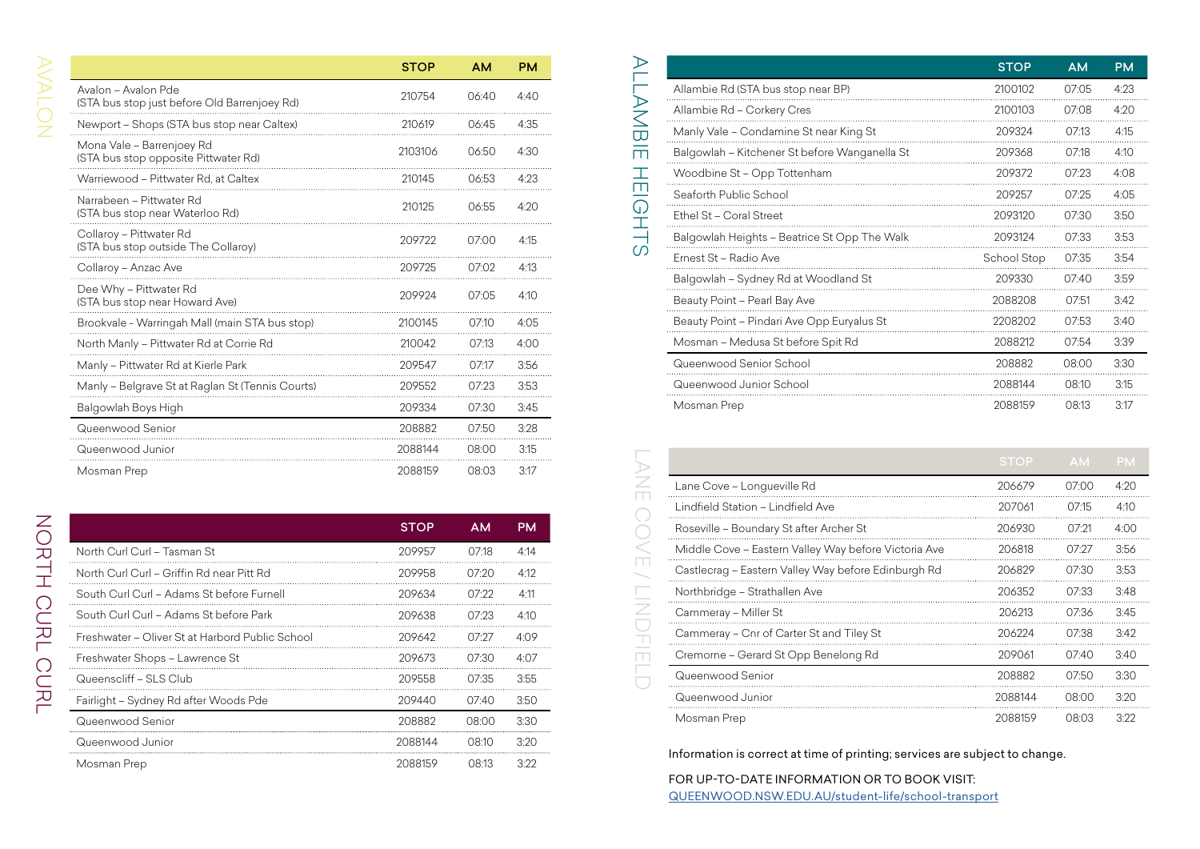## AVALON

| | STOP | AM | PM |
|---|---|---|---|
| Avalon – Avalon Pde (STA bus stop just before Old Barrenjoey Rd) | 210754 | 06:40 | 4:40 |
| Newport – Shops (STA bus stop near Caltex) | 210619 | 06:45 | 4:35 |
| Mona Vale – Barrenjoey Rd (STA bus stop opposite Pittwater Rd) | 2103106 | 06:50 | 4:30 |
| Warriewood – Pittwater Rd, at Caltex | 210145 | 06:53 | 4:23 |
| Narrabeen – Pittwater Rd (STA bus stop near Waterloo Rd) | 210125 | 06:55 | 4:20 |
| Collaroy – Pittwater Rd (STA bus stop outside The Collaroy) | 209722 | 07:00 | 4:15 |
| Collaroy – Anzac Ave | 209725 | 07:02 | 4:13 |
| Dee Why – Pittwater Rd (STA bus stop near Howard Ave) | 209924 | 07:05 | 4:10 |
| Brookvale - Warringah Mall (main STA bus stop) | 2100145 | 07:10 | 4:05 |
| North Manly – Pittwater Rd at Corrie Rd | 210042 | 07:13 | 4:00 |
| Manly – Pittwater Rd at Kierle Park | 209547 | 07:17 | 3:56 |
| Manly – Belgrave St at Raglan St (Tennis Courts) | 209552 | 07:23 | 3:53 |
| Balgowlah Boys High | 209334 | 07:30 | 3:45 |
| Queenwood Senior | 208882 | 07:50 | 3:28 |
| Queenwood Junior | 2088144 | 08:00 | 3:15 |
| Mosman Prep | 2088159 | 08:03 | 3:17 |

## NORTH CURL CURL

| | STOP | AM | PM |
|---|---|---|---|
| North Curl Curl – Tasman St | 209957 | 07:18 | 4:14 |
| North Curl Curl – Griffin Rd near Pitt Rd | 209958 | 07:20 | 4:12 |
| South Curl Curl – Adams St before Furnell | 209634 | 07:22 | 4:11 |
| South Curl Curl – Adams St before Park | 209638 | 07:23 | 4:10 |
| Freshwater – Oliver St at Harbord Public School | 209642 | 07:27 | 4:09 |
| Freshwater Shops – Lawrence St | 209673 | 07:30 | 4:07 |
| Queenscliff – SLS Club | 209558 | 07:35 | 3:55 |
| Fairlight – Sydney Rd after Woods Pde | 209440 | 07:40 | 3:50 |
| Queenwood Senior | 208882 | 08:00 | 3:30 |
| Queenwood Junior | 2088144 | 08:10 | 3:20 |
| Mosman Prep | 2088159 | 08:13 | 3:22 |

## ALLAMBIE HEIGHTS

| | STOP | AM | PM |
|---|---|---|---|
| Allambie Rd (STA bus stop near BP) | 2100102 | 07:05 | 4:23 |
| Allambie Rd – Corkery Cres | 2100103 | 07:08 | 4:20 |
| Manly Vale – Condamine St near King St | 209324 | 07:13 | 4:15 |
| Balgowlah – Kitchener St before Wanganella St | 209368 | 07:18 | 4:10 |
| Woodbine St – Opp Tottenham | 209372 | 07:23 | 4:08 |
| Seaforth Public School | 209257 | 07:25 | 4:05 |
| Ethel St – Coral Street | 2093120 | 07:30 | 3:50 |
| Balgowlah Heights – Beatrice St Opp The Walk | 2093124 | 07:33 | 3:53 |
| Ernest St – Radio Ave | School Stop | 07:35 | 3:54 |
| Balgowlah – Sydney Rd at Woodland St | 209330 | 07:40 | 3:59 |
| Beauty Point – Pearl Bay Ave | 2088208 | 07:51 | 3:42 |
| Beauty Point – Pindari Ave Opp Euryalus St | 2208202 | 07:53 | 3:40 |
| Mosman – Medusa St before Spit Rd | 2088212 | 07:54 | 3:39 |
| Queenwood Senior School | 208882 | 08:00 | 3:30 |
| Queenwood Junior School | 2088144 | 08:10 | 3:15 |
| Mosman Prep | 2088159 | 08:13 | 3:17 |

## LANE COVE / LINDFIELD

| | STOP | AM | PM |
|---|---|---|---|
| Lane Cove – Longueville Rd | 206679 | 07:00 | 4:20 |
| Lindfield Station – Lindfield Ave | 207061 | 07:15 | 4:10 |
| Roseville – Boundary St after Archer St | 206930 | 07:21 | 4:00 |
| Middle Cove – Eastern Valley Way before Victoria Ave | 206818 | 07:27 | 3:56 |
| Castlecrag – Eastern Valley Way before Edinburgh Rd | 206829 | 07:30 | 3:53 |
| Northbridge – Strathallen Ave | 206352 | 07:33 | 3:48 |
| Cammeray – Miller St | 206213 | 07:36 | 3:45 |
| Cammeray – Cnr of Carter St and Tiley St | 206224 | 07:38 | 3:42 |
| Cremorne – Gerard St Opp Benelong Rd | 209061 | 07:40 | 3:40 |
| Queenwood Senior | 208882 | 07:50 | 3:30 |
| Queenwood Junior | 2088144 | 08:00 | 3:20 |
| Mosman Prep | 2088159 | 08:03 | 3:22 |

Information is correct at time of printing; services are subject to change.

FOR UP-TO-DATE INFORMATION OR TO BOOK VISIT:
[QUEENWOOD.NSW.EDU.AU/student-life/school-transport](QUEENWOOD.NSW.EDU.AU/student-life/school-transport)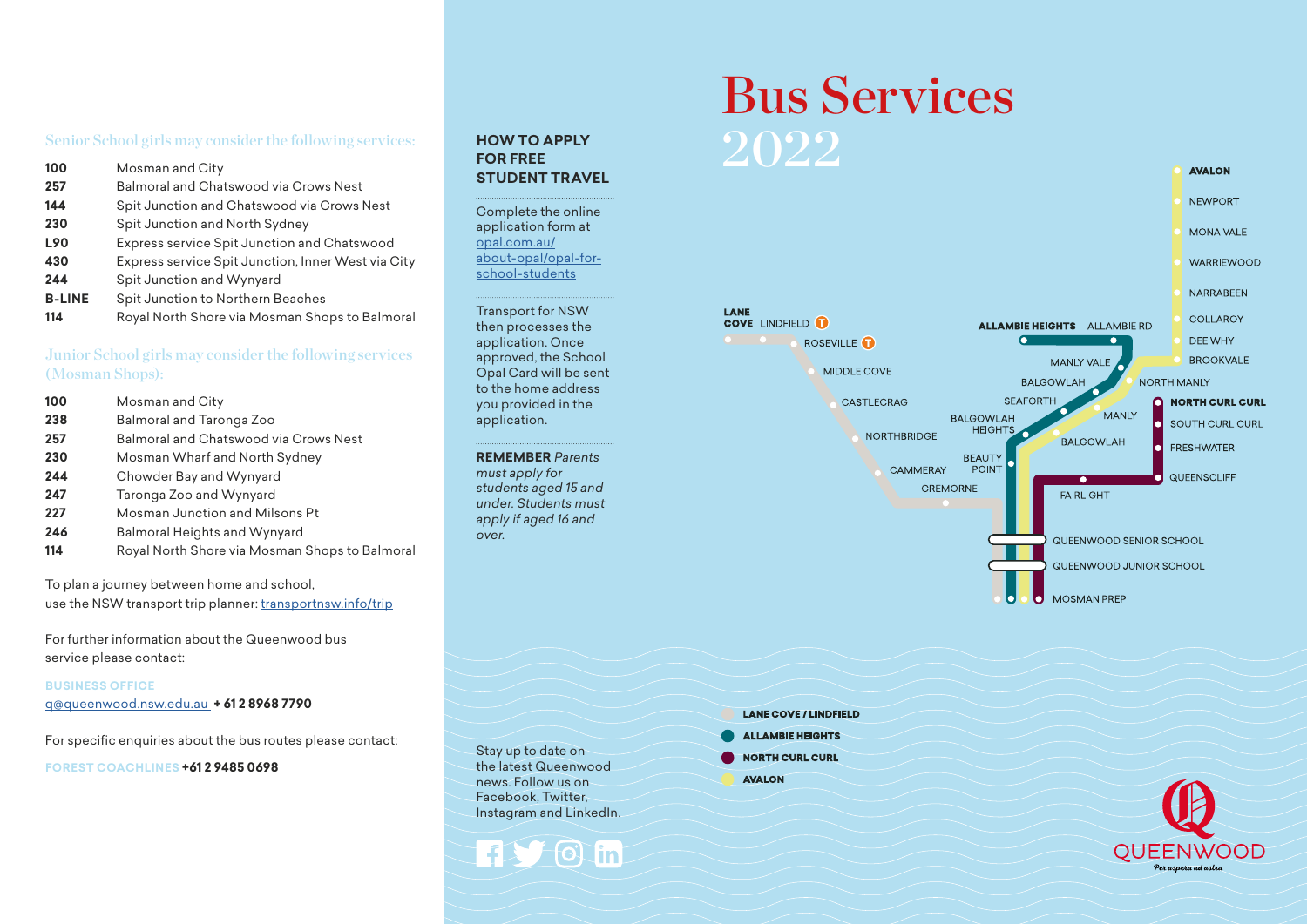### Senior School girls may consider the following services:

| | |
|---|---|
| **100** | Mosman and City |
| **257** | Balmoral and Chatswood via Crows Nest |
| **144** | Spit Junction and Chatswood via Crows Nest |
| **230** | Spit Junction and North Sydney |
| **L90** | Express service Spit Junction and Chatswood |
| **430** | Express service Spit Junction, Inner West via City |
| **244** | Spit Junction and Wynyard |
| **B-LINE** | Spit Junction to Northern Beaches |
| **114** | Royal North Shore via Mosman Shops to Balmoral |

### Junior School girls may consider the following services (Mosman Shops):

| | |
|---|---|
| **100** | Mosman and City |
| **238** | Balmoral and Taronga Zoo |
| **257** | Balmoral and Chatswood via Crows Nest |
| **230** | Mosman Wharf and North Sydney |
| **244** | Chowder Bay and Wynyard |
| **247** | Taronga Zoo and Wynyard |
| **227** | Mosman Junction and Milsons Pt |
| **246** | Balmoral Heights and Wynyard |
| **114** | Royal North Shore via Mosman Shops to Balmoral |

To plan a journey between home and school, use the NSW transport trip planner: transportnsw.info/trip

For further information about the Queenwood bus service please contact:

**BUSINESS OFFICE**
q@queenwood.nsw.edu.au **+ 61 2 8968 7790**

For specific enquiries about the bus routes please contact:

**FOREST COACHLINES +61 2 9485 0698**

### HOW TO APPLY FOR FREE STUDENT TRAVEL

Complete the online application form at opal.com.au/about-opal/opal-for-school-students

Transport for NSW then processes the application. Once approved, the School Opal Card will be sent to the home address you provided in the application.

**REMEMBER** *Parents must apply for students aged 15 and under. Students must apply if aged 16 and over.*

Stay up to date on the latest Queenwood news. Follow us on Facebook, Twitter, Instagram and LinkedIn.

# Bus Services 2022

AVALON
NEWPORT
MONA VALE
WARRIEWOOD
NARRABEEN
COLLAROY
DEE WHY
BROOKVALE
NORTH MANLY
LANE COVE
LINDFIELD
ROSEVILLE
MIDDLE COVE
CASTLECRAG
NORTHBRIDGE
CAMMERAY
CREMORNE
ALLAMBIE HEIGHTS
ALLAMBIE RD
MANLY VALE
BALGOWLAH
SEAFORTH
BALGOWLAH HEIGHTS
BALGOWLAH
MANLY
BEAUTY POINT
NORTH CURL CURL
SOUTH CURL CURL
FRESHWATER
QUEENSCLIFF
FAIRLIGHT
QUEENWOOD SENIOR SCHOOL
QUEENWOOD JUNIOR SCHOOL
MOSMAN PREP

LANE COVE / LINDFIELD
ALLAMBIE HEIGHTS
NORTH CURL CURL
AVALON

QUEENWOOD
Per aspera ad astra